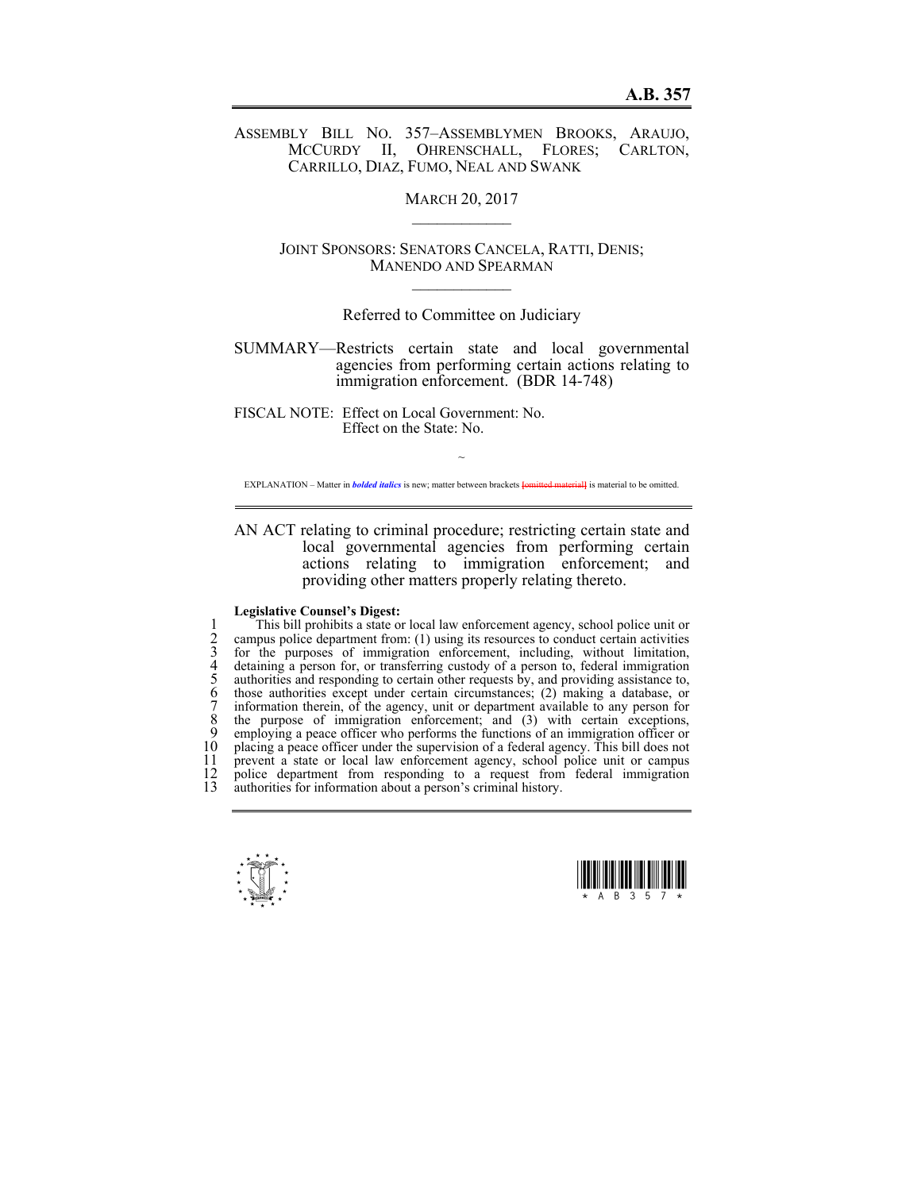# A.B. 357

ASSEMBLY BILL NO. 357–ASSEMBLYMEN BROOKS, ARAUJO, MCCURDY II, OHRENSCHALL, FLORES; CARLTON, CARRILLO, DIAZ, FUMO, NEAL AND SWANK

MARCH 20, 2017

JOINT SPONSORS: SENATORS CANCELA, RATTI, DENIS; MANENDO AND SPEARMAN

Referred to Committee on Judiciary

SUMMARY—Restricts certain state and local governmental agencies from performing certain actions relating to immigration enforcement. (BDR 14-748)

FISCAL NOTE: Effect on Local Government: No.
Effect on the State: No.

~

EXPLANATION – Matter in ***bolded italics*** is new; matter between brackets [omitted material] is material to be omitted.

AN ACT relating to criminal procedure; restricting certain state and local governmental agencies from performing certain actions relating to immigration enforcement; and providing other matters properly relating thereto.

**Legislative Counsel's Digest:**

1 This bill prohibits a state or local law enforcement agency, school police unit or
2 campus police department from: (1) using its resources to conduct certain activities
3 for the purposes of immigration enforcement, including, without limitation,
4 detaining a person for, or transferring custody of a person to, federal immigration
5 authorities and responding to certain other requests by, and providing assistance to,
6 those authorities except under certain circumstances; (2) making a database, or
7 information therein, of the agency, unit or department available to any person for
8 the purpose of immigration enforcement; and (3) with certain exceptions,
9 employing a peace officer who performs the functions of an immigration officer or
10 placing a peace officer under the supervision of a federal agency. This bill does not
11 prevent a state or local law enforcement agency, school police unit or campus
12 police department from responding to a request from federal immigration
13 authorities for information about a person's criminal history.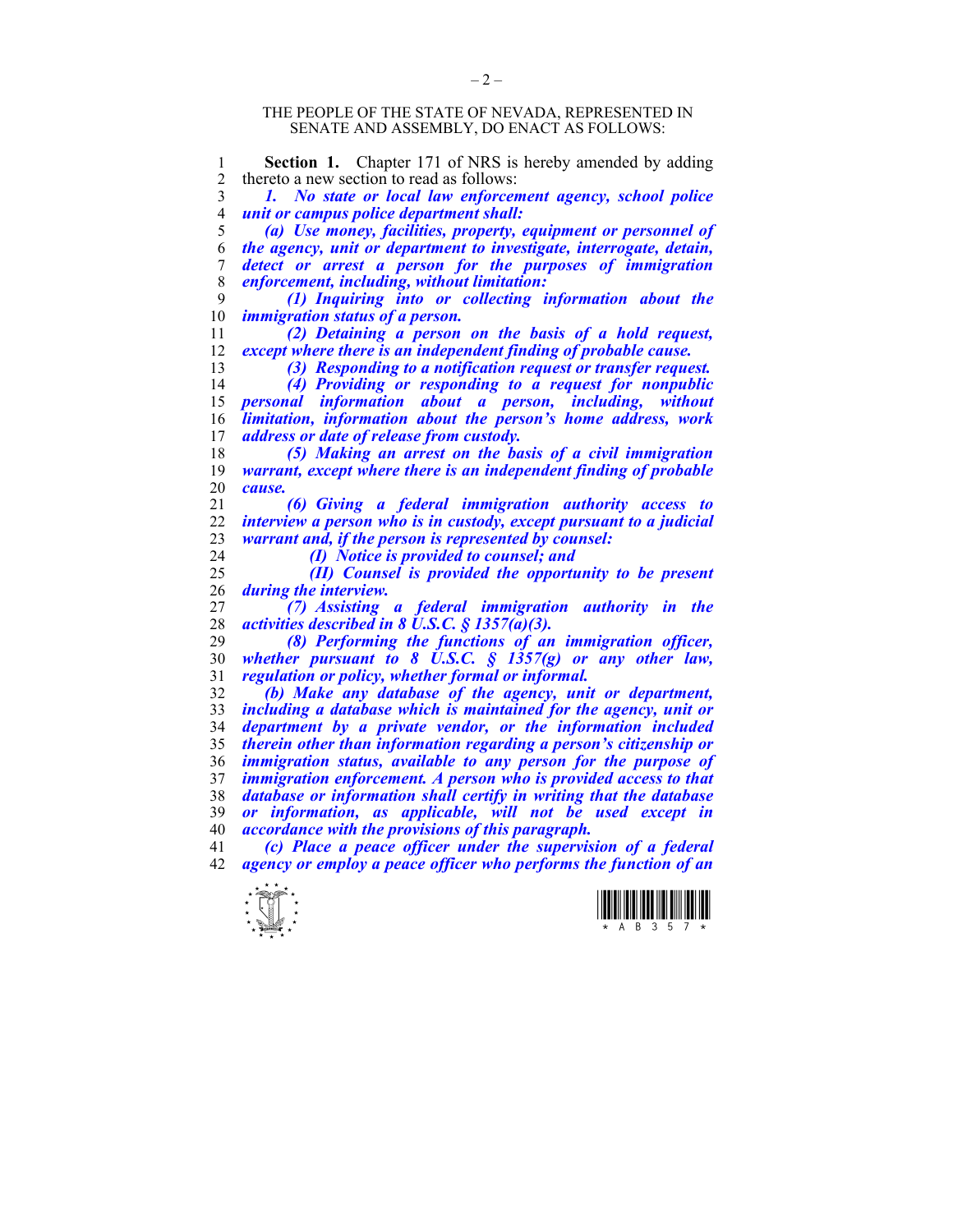THE PEOPLE OF THE STATE OF NEVADA, REPRESENTED IN SENATE AND ASSEMBLY, DO ENACT AS FOLLOWS:

**Section 1.** Chapter 171 of NRS is hereby amended by adding thereto a new section to read as follows:

***1. No state or local law enforcement agency, school police unit or campus police department shall:***

***(a) Use money, facilities, property, equipment or personnel of the agency, unit or department to investigate, interrogate, detain, detect or arrest a person for the purposes of immigration enforcement, including, without limitation:***

***(1) Inquiring into or collecting information about the immigration status of a person.***

***(2) Detaining a person on the basis of a hold request, except where there is an independent finding of probable cause.***

***(3) Responding to a notification request or transfer request.***

***(4) Providing or responding to a request for nonpublic personal information about a person, including, without limitation, information about the person's home address, work address or date of release from custody.***

***(5) Making an arrest on the basis of a civil immigration warrant, except where there is an independent finding of probable cause.***

***(6) Giving a federal immigration authority access to interview a person who is in custody, except pursuant to a judicial warrant and, if the person is represented by counsel:***

***(I) Notice is provided to counsel; and***

***(II) Counsel is provided the opportunity to be present during the interview.***

***(7) Assisting a federal immigration authority in the activities described in 8 U.S.C. § 1357(a)(3).***

***(8) Performing the functions of an immigration officer, whether pursuant to 8 U.S.C. § 1357(g) or any other law, regulation or policy, whether formal or informal.***

***(b) Make any database of the agency, unit or department, including a database which is maintained for the agency, unit or department by a private vendor, or the information included therein other than information regarding a person's citizenship or immigration status, available to any person for the purpose of immigration enforcement. A person who is provided access to that database or information shall certify in writing that the database or information, as applicable, will not be used except in accordance with the provisions of this paragraph.***

***(c) Place a peace officer under the supervision of a federal agency or employ a peace officer who performs the function of an***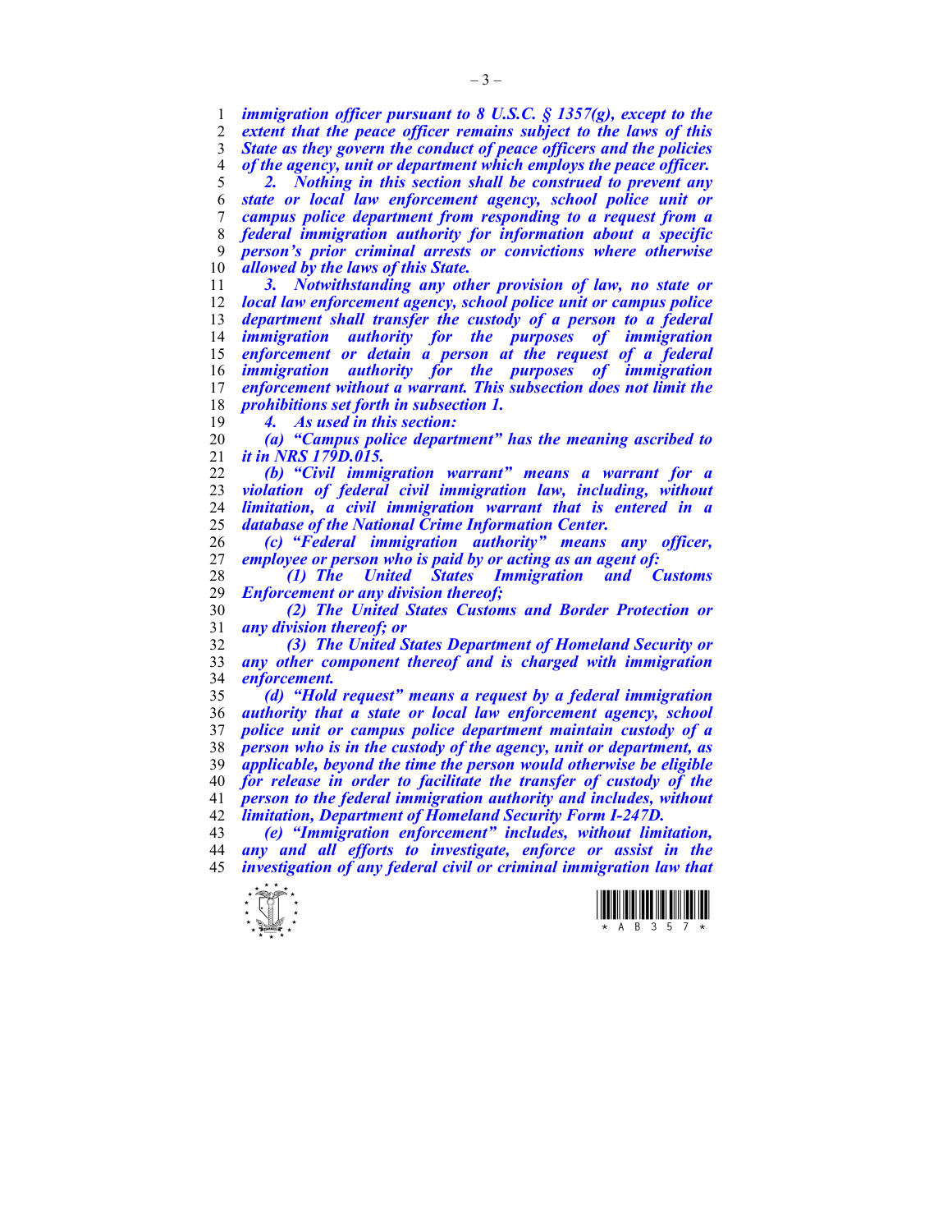***immigration officer pursuant to 8 U.S.C. § 1357(g), except to the extent that the peace officer remains subject to the laws of this State as they govern the conduct of peace officers and the policies of the agency, unit or department which employs the peace officer.***

***2. Nothing in this section shall be construed to prevent any state or local law enforcement agency, school police unit or campus police department from responding to a request from a federal immigration authority for information about a specific person's prior criminal arrests or convictions where otherwise allowed by the laws of this State.***

***3. Notwithstanding any other provision of law, no state or local law enforcement agency, school police unit or campus police department shall transfer the custody of a person to a federal immigration authority for the purposes of immigration enforcement or detain a person at the request of a federal immigration authority for the purposes of immigration enforcement without a warrant. This subsection does not limit the prohibitions set forth in subsection 1.***

***4. As used in this section:***

***(a) "Campus police department" has the meaning ascribed to it in NRS 179D.015.***

***(b) "Civil immigration warrant" means a warrant for a violation of federal civil immigration law, including, without limitation, a civil immigration warrant that is entered in a database of the National Crime Information Center.***

***(c) "Federal immigration authority" means any officer, employee or person who is paid by or acting as an agent of:***

***(1) The United States Immigration and Customs Enforcement or any division thereof;***

***(2) The United States Customs and Border Protection or any division thereof; or***

***(3) The United States Department of Homeland Security or any other component thereof and is charged with immigration enforcement.***

***(d) "Hold request" means a request by a federal immigration authority that a state or local law enforcement agency, school police unit or campus police department maintain custody of a person who is in the custody of the agency, unit or department, as applicable, beyond the time the person would otherwise be eligible for release in order to facilitate the transfer of custody of the person to the federal immigration authority and includes, without limitation, Department of Homeland Security Form I-247D.***

***(e) "Immigration enforcement" includes, without limitation, any and all efforts to investigate, enforce or assist in the investigation of any federal civil or criminal immigration law that***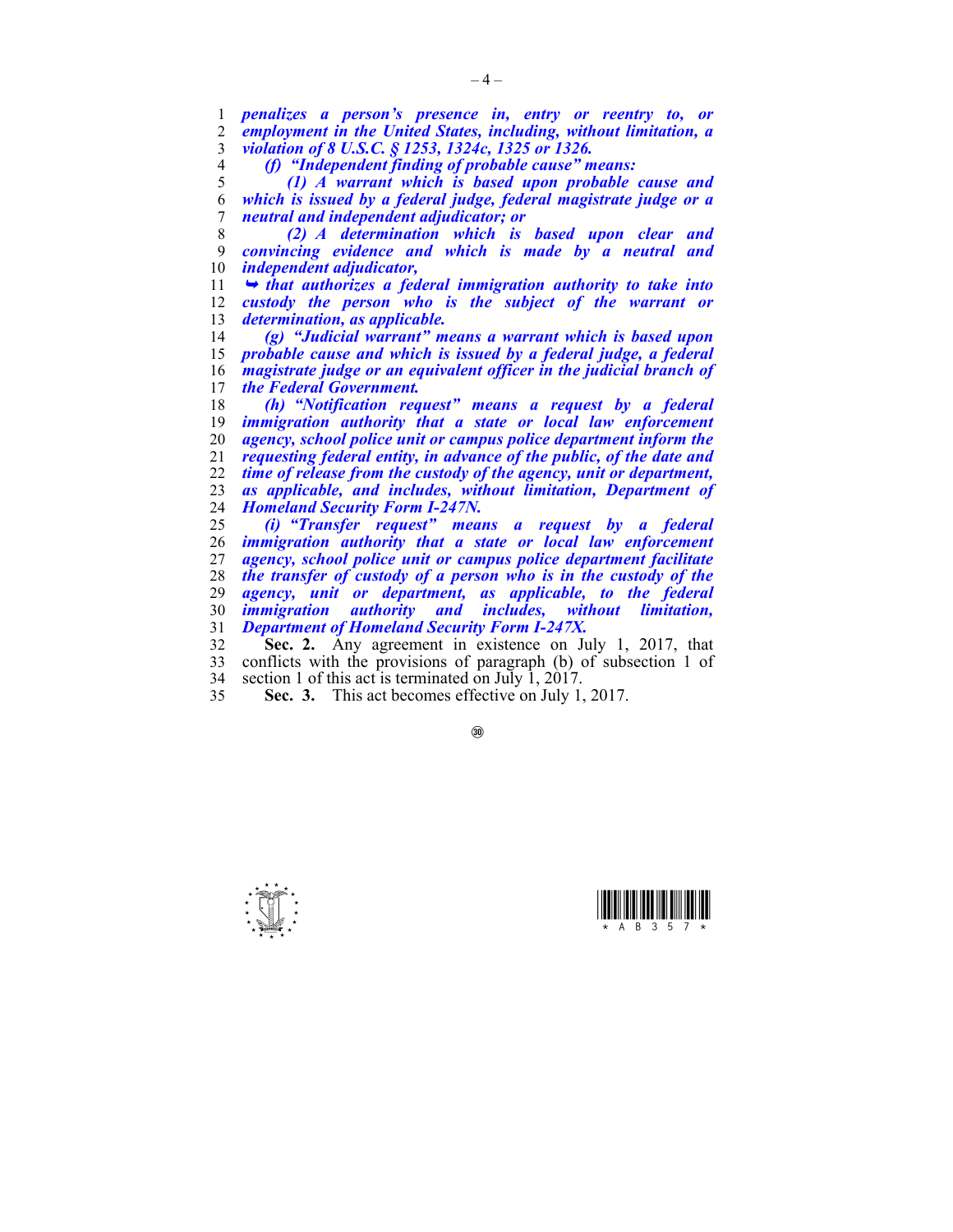***penalizes a person's presence in, entry or reentry to, or employment in the United States, including, without limitation, a violation of 8 U.S.C. § 1253, 1324c, 1325 or 1326.***

***(f) "Independent finding of probable cause" means:***

***(1) A warrant which is based upon probable cause and which is issued by a federal judge, federal magistrate judge or a neutral and independent adjudicator; or***

***(2) A determination which is based upon clear and convincing evidence and which is made by a neutral and independent adjudicator,***

***➥ that authorizes a federal immigration authority to take into custody the person who is the subject of the warrant or determination, as applicable.***

***(g) "Judicial warrant" means a warrant which is based upon probable cause and which is issued by a federal judge, a federal magistrate judge or an equivalent officer in the judicial branch of the Federal Government.***

***(h) "Notification request" means a request by a federal immigration authority that a state or local law enforcement agency, school police unit or campus police department inform the requesting federal entity, in advance of the public, of the date and time of release from the custody of the agency, unit or department, as applicable, and includes, without limitation, Department of Homeland Security Form I-247N.***

***(i) "Transfer request" means a request by a federal immigration authority that a state or local law enforcement agency, school police unit or campus police department facilitate the transfer of custody of a person who is in the custody of the agency, unit or department, as applicable, to the federal immigration authority and includes, without limitation, Department of Homeland Security Form I-247X.***

**Sec. 2.** Any agreement in existence on July 1, 2017, that conflicts with the provisions of paragraph (b) of subsection 1 of section 1 of this act is terminated on July 1, 2017.

**Sec. 3.** This act becomes effective on July 1, 2017.